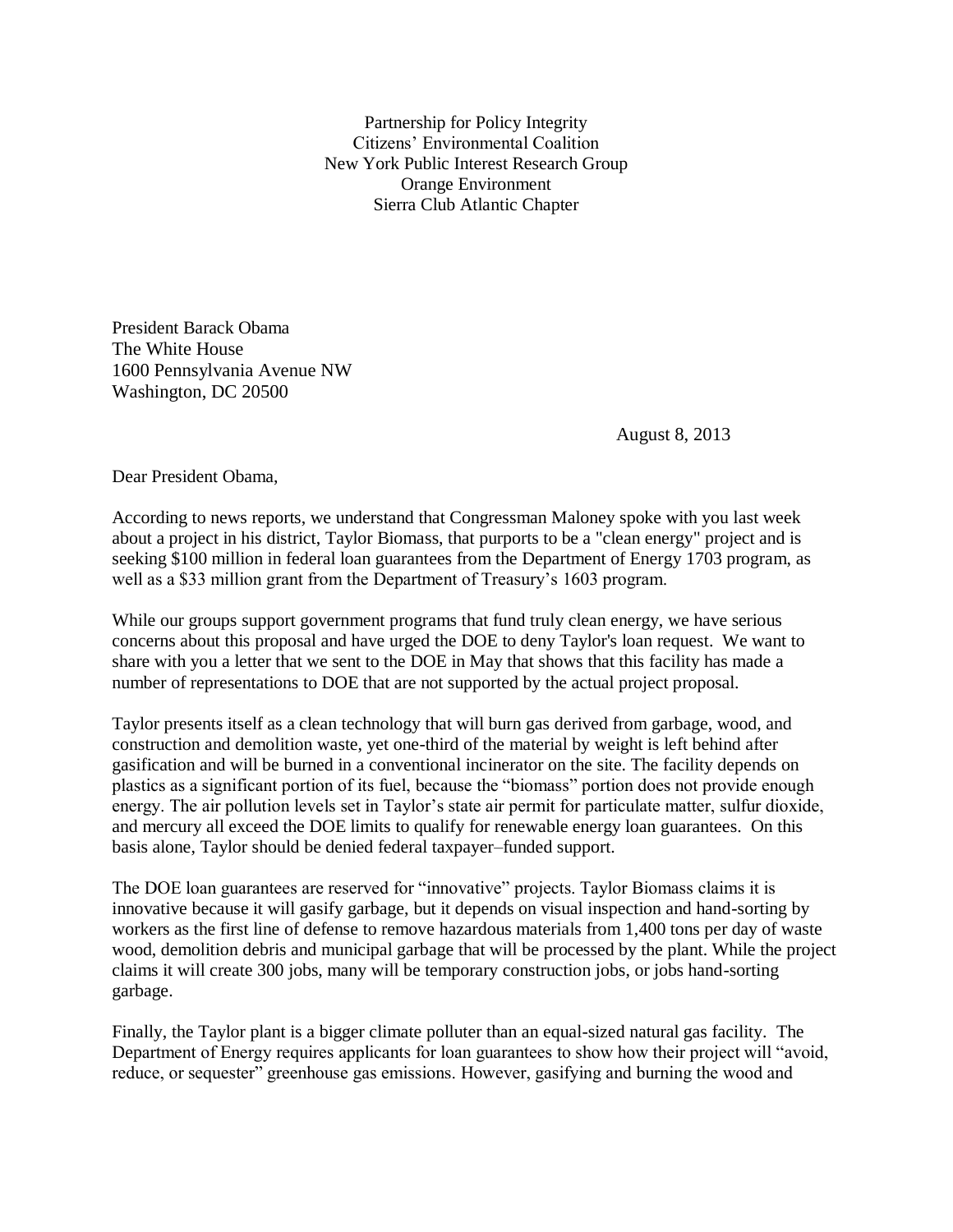Partnership for Policy Integrity
Citizens' Environmental Coalition
New York Public Interest Research Group
Orange Environment
Sierra Club Atlantic Chapter

President Barack Obama
The White House
1600 Pennsylvania Avenue NW
Washington, DC 20500

August 8, 2013

Dear President Obama,

According to news reports, we understand that Congressman Maloney spoke with you last week about a project in his district, Taylor Biomass, that purports to be a "clean energy" project and is seeking $100 million in federal loan guarantees from the Department of Energy 1703 program, as well as a $33 million grant from the Department of Treasury's 1603 program.

While our groups support government programs that fund truly clean energy, we have serious concerns about this proposal and have urged the DOE to deny Taylor's loan request. We want to share with you a letter that we sent to the DOE in May that shows that this facility has made a number of representations to DOE that are not supported by the actual project proposal.

Taylor presents itself as a clean technology that will burn gas derived from garbage, wood, and construction and demolition waste, yet one-third of the material by weight is left behind after gasification and will be burned in a conventional incinerator on the site. The facility depends on plastics as a significant portion of its fuel, because the "biomass" portion does not provide enough energy. The air pollution levels set in Taylor's state air permit for particulate matter, sulfur dioxide, and mercury all exceed the DOE limits to qualify for renewable energy loan guarantees. On this basis alone, Taylor should be denied federal taxpayer–funded support.

The DOE loan guarantees are reserved for "innovative" projects. Taylor Biomass claims it is innovative because it will gasify garbage, but it depends on visual inspection and hand-sorting by workers as the first line of defense to remove hazardous materials from 1,400 tons per day of waste wood, demolition debris and municipal garbage that will be processed by the plant. While the project claims it will create 300 jobs, many will be temporary construction jobs, or jobs hand-sorting garbage.

Finally, the Taylor plant is a bigger climate polluter than an equal-sized natural gas facility. The Department of Energy requires applicants for loan guarantees to show how their project will "avoid, reduce, or sequester" greenhouse gas emissions. However, gasifying and burning the wood and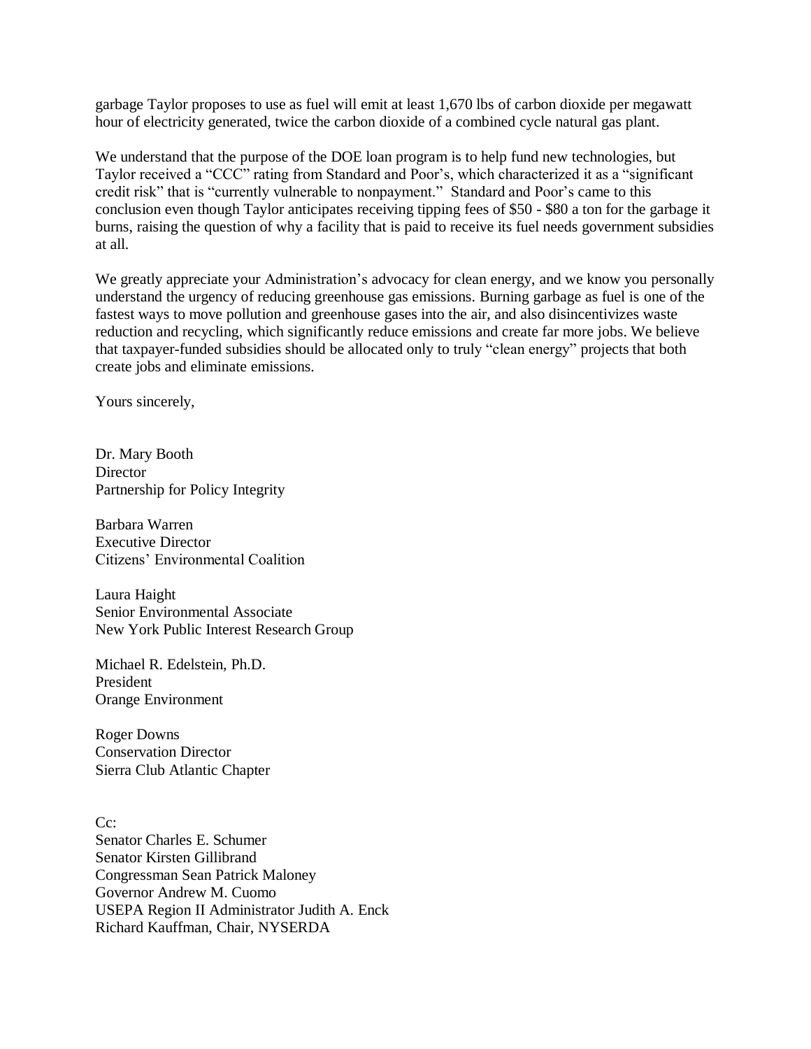garbage Taylor proposes to use as fuel will emit at least 1,670 lbs of carbon dioxide per megawatt hour of electricity generated, twice the carbon dioxide of a combined cycle natural gas plant.

We understand that the purpose of the DOE loan program is to help fund new technologies, but Taylor received a "CCC" rating from Standard and Poor's, which characterized it as a "significant credit risk" that is "currently vulnerable to nonpayment." Standard and Poor's came to this conclusion even though Taylor anticipates receiving tipping fees of $50 - $80 a ton for the garbage it burns, raising the question of why a facility that is paid to receive its fuel needs government subsidies at all.

We greatly appreciate your Administration's advocacy for clean energy, and we know you personally understand the urgency of reducing greenhouse gas emissions. Burning garbage as fuel is one of the fastest ways to move pollution and greenhouse gases into the air, and also disincentivizes waste reduction and recycling, which significantly reduce emissions and create far more jobs. We believe that taxpayer-funded subsidies should be allocated only to truly "clean energy" projects that both create jobs and eliminate emissions.

Yours sincerely,

Dr. Mary Booth  
Director  
Partnership for Policy Integrity

Barbara Warren  
Executive Director  
Citizens' Environmental Coalition

Laura Haight  
Senior Environmental Associate  
New York Public Interest Research Group

Michael R. Edelstein, Ph.D.  
President  
Orange Environment

Roger Downs  
Conservation Director  
Sierra Club Atlantic Chapter

Cc:  
Senator Charles E. Schumer  
Senator Kirsten Gillibrand  
Congressman Sean Patrick Maloney  
Governor Andrew M. Cuomo  
USEPA Region II Administrator Judith A. Enck  
Richard Kauffman, Chair, NYSERDA